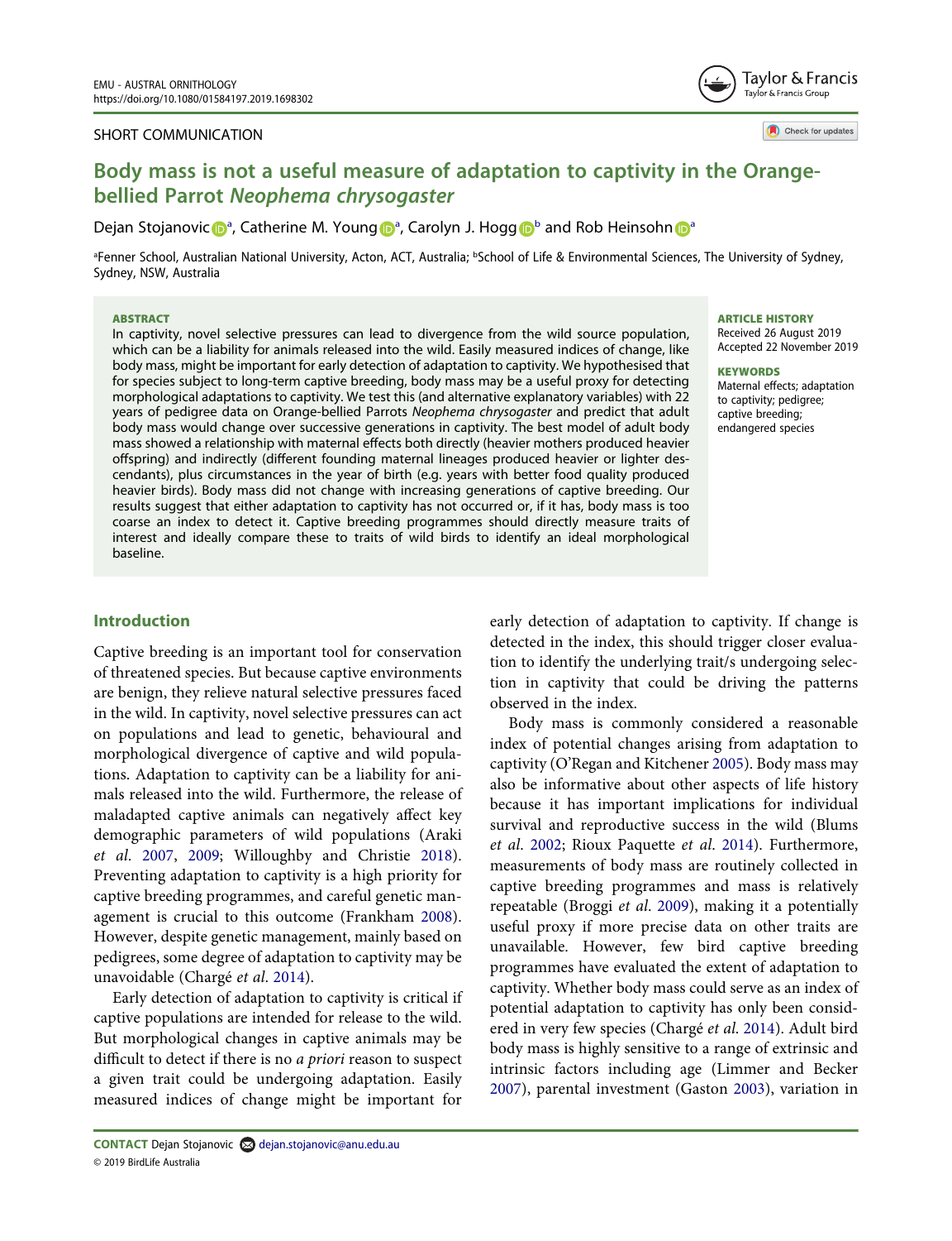SHORT COMMUNICATION

# Body mass is not a useful measure of adaptation to captivity in the Orange-bellied Parrot *Neophema chrysogaster*

Dejan Stojanovic[a], Catherine M. Young[a], Carolyn J. Hogg[b] and Rob Heinsohn[a]

[a]Fenner School, Australian National University, Acton, ACT, Australia; [b]School of Life & Environmental Sciences, The University of Sydney, Sydney, NSW, Australia

**ABSTRACT**

In captivity, novel selective pressures can lead to divergence from the wild source population, which can be a liability for animals released into the wild. Easily measured indices of change, like body mass, might be important for early detection of adaptation to captivity. We hypothesised that for species subject to long-term captive breeding, body mass may be a useful proxy for detecting morphological adaptations to captivity. We test this (and alternative explanatory variables) with 22 years of pedigree data on Orange-bellied Parrots *Neophema chrysogaster* and predict that adult body mass would change over successive generations in captivity. The best model of adult body mass showed a relationship with maternal effects both directly (heavier mothers produced heavier offspring) and indirectly (different founding maternal lineages produced heavier or lighter descendants), plus circumstances in the year of birth (e.g. years with better food quality produced heavier birds). Body mass did not change with increasing generations of captive breeding. Our results suggest that either adaptation to captivity has not occurred or, if it has, body mass is too coarse an index to detect it. Captive breeding programmes should directly measure traits of interest and ideally compare these to traits of wild birds to identify an ideal morphological baseline.

**ARTICLE HISTORY**
Received 26 August 2019
Accepted 22 November 2019

**KEYWORDS**
Maternal effects; adaptation to captivity; pedigree; captive breeding; endangered species

## Introduction

Captive breeding is an important tool for conservation of threatened species. But because captive environments are benign, they relieve natural selective pressures faced in the wild. In captivity, novel selective pressures can act on populations and lead to genetic, behavioural and morphological divergence of captive and wild populations. Adaptation to captivity can be a liability for animals released into the wild. Furthermore, the release of maladapted captive animals can negatively affect key demographic parameters of wild populations (Araki *et al*. 2007, 2009; Willoughby and Christie 2018). Preventing adaptation to captivity is a high priority for captive breeding programmes, and careful genetic management is crucial to this outcome (Frankham 2008). However, despite genetic management, mainly based on pedigrees, some degree of adaptation to captivity may be unavoidable (Chargé *et al*. 2014).

Early detection of adaptation to captivity is critical if captive populations are intended for release to the wild. But morphological changes in captive animals may be difficult to detect if there is no *a priori* reason to suspect a given trait could be undergoing adaptation. Easily measured indices of change might be important for early detection of adaptation to captivity. If change is detected in the index, this should trigger closer evaluation to identify the underlying trait/s undergoing selection in captivity that could be driving the patterns observed in the index.

Body mass is commonly considered a reasonable index of potential changes arising from adaptation to captivity (O'Regan and Kitchener 2005). Body mass may also be informative about other aspects of life history because it has important implications for individual survival and reproductive success in the wild (Blums *et al*. 2002; Rioux Paquette *et al*. 2014). Furthermore, measurements of body mass are routinely collected in captive breeding programmes and mass is relatively repeatable (Broggi *et al*. 2009), making it a potentially useful proxy if more precise data on other traits are unavailable. However, few bird captive breeding programmes have evaluated the extent of adaptation to captivity. Whether body mass could serve as an index of potential adaptation to captivity has only been considered in very few species (Chargé *et al*. 2014). Adult bird body mass is highly sensitive to a range of extrinsic and intrinsic factors including age (Limmer and Becker 2007), parental investment (Gaston 2003), variation in

**CONTACT** Dejan Stojanovic dejan.stojanovic@anu.edu.au
© 2019 BirdLife Australia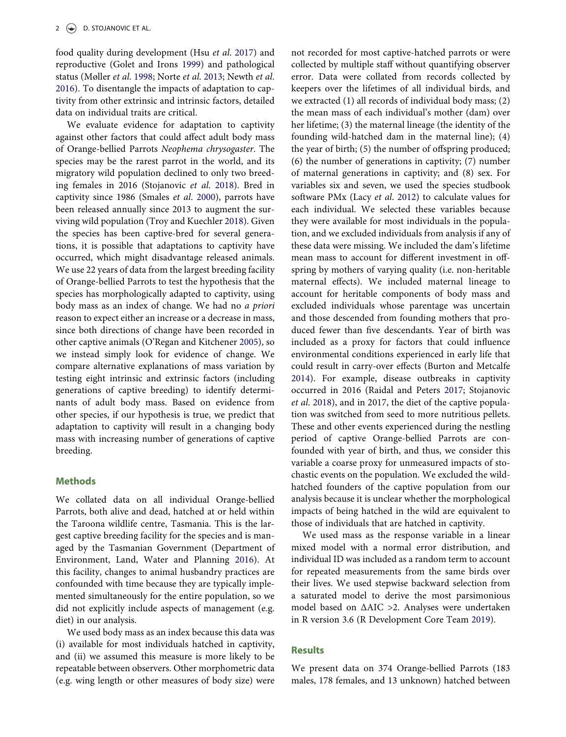food quality during development (Hsu *et al.* 2017) and reproductive (Golet and Irons 1999) and pathological status (Møller *et al.* 1998; Norte *et al.* 2013; Newth *et al.* 2016). To disentangle the impacts of adaptation to captivity from other extrinsic and intrinsic factors, detailed data on individual traits are critical.

We evaluate evidence for adaptation to captivity against other factors that could affect adult body mass of Orange-bellied Parrots *Neophema chrysogaster*. The species may be the rarest parrot in the world, and its migratory wild population declined to only two breeding females in 2016 (Stojanovic *et al.* 2018). Bred in captivity since 1986 (Smales *et al.* 2000), parrots have been released annually since 2013 to augment the surviving wild population (Troy and Kuechler 2018). Given the species has been captive-bred for several generations, it is possible that adaptations to captivity have occurred, which might disadvantage released animals. We use 22 years of data from the largest breeding facility of Orange-bellied Parrots to test the hypothesis that the species has morphologically adapted to captivity, using body mass as an index of change. We had no *a priori* reason to expect either an increase or a decrease in mass, since both directions of change have been recorded in other captive animals (O'Regan and Kitchener 2005), so we instead simply look for evidence of change. We compare alternative explanations of mass variation by testing eight intrinsic and extrinsic factors (including generations of captive breeding) to identify determinants of adult body mass. Based on evidence from other species, if our hypothesis is true, we predict that adaptation to captivity will result in a changing body mass with increasing number of generations of captive breeding.

## Methods

We collated data on all individual Orange-bellied Parrots, both alive and dead, hatched at or held within the Taroona wildlife centre, Tasmania. This is the largest captive breeding facility for the species and is managed by the Tasmanian Government (Department of Environment, Land, Water and Planning 2016). At this facility, changes to animal husbandry practices are confounded with time because they are typically implemented simultaneously for the entire population, so we did not explicitly include aspects of management (e.g. diet) in our analysis.

We used body mass as an index because this data was (i) available for most individuals hatched in captivity, and (ii) we assumed this measure is more likely to be repeatable between observers. Other morphometric data (e.g. wing length or other measures of body size) were not recorded for most captive-hatched parrots or were collected by multiple staff without quantifying observer error. Data were collated from records collected by keepers over the lifetimes of all individual birds, and we extracted (1) all records of individual body mass; (2) the mean mass of each individual's mother (dam) over her lifetime; (3) the maternal lineage (the identity of the founding wild-hatched dam in the maternal line); (4) the year of birth; (5) the number of offspring produced; (6) the number of generations in captivity; (7) number of maternal generations in captivity; and (8) sex. For variables six and seven, we used the species studbook software PMx (Lacy *et al.* 2012) to calculate values for each individual. We selected these variables because they were available for most individuals in the population, and we excluded individuals from analysis if any of these data were missing. We included the dam's lifetime mean mass to account for different investment in offspring by mothers of varying quality (i.e. non-heritable maternal effects). We included maternal lineage to account for heritable components of body mass and excluded individuals whose parentage was uncertain and those descended from founding mothers that produced fewer than five descendants. Year of birth was included as a proxy for factors that could influence environmental conditions experienced in early life that could result in carry-over effects (Burton and Metcalfe 2014). For example, disease outbreaks in captivity occurred in 2016 (Raidal and Peters 2017; Stojanovic *et al.* 2018), and in 2017, the diet of the captive population was switched from seed to more nutritious pellets. These and other events experienced during the nestling period of captive Orange-bellied Parrots are confounded with year of birth, and thus, we consider this variable a coarse proxy for unmeasured impacts of stochastic events on the population. We excluded the wild-hatched founders of the captive population from our analysis because it is unclear whether the morphological impacts of being hatched in the wild are equivalent to those of individuals that are hatched in captivity.

We used mass as the response variable in a linear mixed model with a normal error distribution, and individual ID was included as a random term to account for repeated measurements from the same birds over their lives. We used stepwise backward selection from a saturated model to derive the most parsimonious model based on $\Delta$AIC >2. Analyses were undertaken in R version 3.6 (R Development Core Team 2019).

## Results

We present data on 374 Orange-bellied Parrots (183 males, 178 females, and 13 unknown) hatched between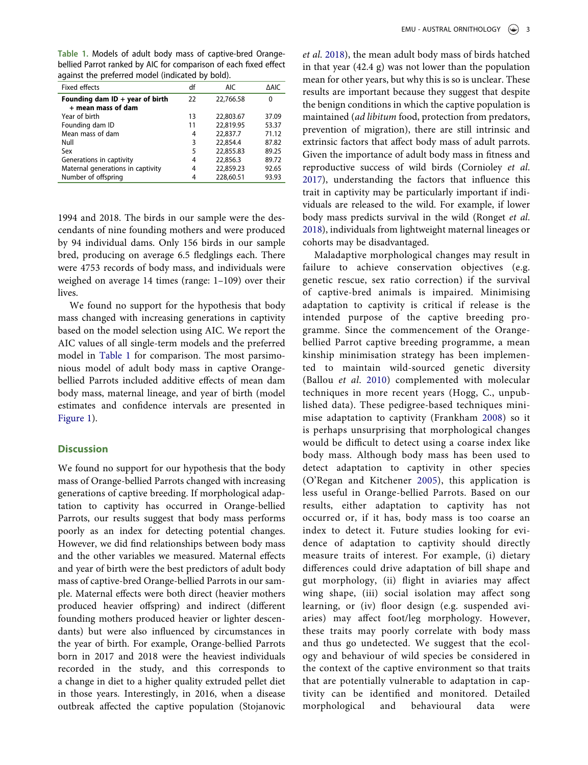Table 1. Models of adult body mass of captive-bred Orange-bellied Parrot ranked by AIC for comparison of each fixed effect against the preferred model (indicated by bold).

| Fixed effects | df | AIC | ΔAIC |
|---|---|---|---|
| **Founding dam ID + year of birth + mean mass of dam** | 22 | 22,766.58 | 0 |
| Year of birth | 13 | 22,803.67 | 37.09 |
| Founding dam ID | 11 | 22,819.95 | 53.37 |
| Mean mass of dam | 4 | 22,837.7 | 71.12 |
| Null | 3 | 22,854.4 | 87.82 |
| Sex | 5 | 22,855.83 | 89.25 |
| Generations in captivity | 4 | 22,856.3 | 89.72 |
| Maternal generations in captivity | 4 | 22,859.23 | 92.65 |
| Number of offspring | 4 | 228,60.51 | 93.93 |

1994 and 2018. The birds in our sample were the descendants of nine founding mothers and were produced by 94 individual dams. Only 156 birds in our sample bred, producing on average 6.5 fledglings each. There were 4753 records of body mass, and individuals were weighed on average 14 times (range: 1–109) over their lives.

We found no support for the hypothesis that body mass changed with increasing generations in captivity based on the model selection using AIC. We report the AIC values of all single-term models and the preferred model in Table 1 for comparison. The most parsimonious model of adult body mass in captive Orange-bellied Parrots included additive effects of mean dam body mass, maternal lineage, and year of birth (model estimates and confidence intervals are presented in Figure 1).

## Discussion

We found no support for our hypothesis that the body mass of Orange-bellied Parrots changed with increasing generations of captive breeding. If morphological adaptation to captivity has occurred in Orange-bellied Parrots, our results suggest that body mass performs poorly as an index for detecting potential changes. However, we did find relationships between body mass and the other variables we measured. Maternal effects and year of birth were the best predictors of adult body mass of captive-bred Orange-bellied Parrots in our sample. Maternal effects were both direct (heavier mothers produced heavier offspring) and indirect (different founding mothers produced heavier or lighter descendants) but were also influenced by circumstances in the year of birth. For example, Orange-bellied Parrots born in 2017 and 2018 were the heaviest individuals recorded in the study, and this corresponds to a change in diet to a higher quality extruded pellet diet in those years. Interestingly, in 2016, when a disease outbreak affected the captive population (Stojanovic *et al*. 2018), the mean adult body mass of birds hatched in that year (42.4 g) was not lower than the population mean for other years, but why this is so is unclear. These results are important because they suggest that despite the benign conditions in which the captive population is maintained (*ad libitum* food, protection from predators, prevention of migration), there are still intrinsic and extrinsic factors that affect body mass of adult parrots. Given the importance of adult body mass in fitness and reproductive success of wild birds (Cornioley *et al*. 2017), understanding the factors that influence this trait in captivity may be particularly important if individuals are released to the wild. For example, if lower body mass predicts survival in the wild (Ronget *et al*. 2018), individuals from lightweight maternal lineages or cohorts may be disadvantaged.

Maladaptive morphological changes may result in failure to achieve conservation objectives (e.g. genetic rescue, sex ratio correction) if the survival of captive-bred animals is impaired. Minimising adaptation to captivity is critical if release is the intended purpose of the captive breeding programme. Since the commencement of the Orange-bellied Parrot captive breeding programme, a mean kinship minimisation strategy has been implemented to maintain wild-sourced genetic diversity (Ballou *et al*. 2010) complemented with molecular techniques in more recent years (Hogg, C., unpublished data). These pedigree-based techniques minimise adaptation to captivity (Frankham 2008) so it is perhaps unsurprising that morphological changes would be difficult to detect using a coarse index like body mass. Although body mass has been used to detect adaptation to captivity in other species (O'Regan and Kitchener 2005), this application is less useful in Orange-bellied Parrots. Based on our results, either adaptation to captivity has not occurred or, if it has, body mass is too coarse an index to detect it. Future studies looking for evidence of adaptation to captivity should directly measure traits of interest. For example, (i) dietary differences could drive adaptation of bill shape and gut morphology, (ii) flight in aviaries may affect wing shape, (iii) social isolation may affect song learning, or (iv) floor design (e.g. suspended aviaries) may affect foot/leg morphology. However, these traits may poorly correlate with body mass and thus go undetected. We suggest that the ecology and behaviour of wild species be considered in the context of the captive environment so that traits that are potentially vulnerable to adaptation in captivity can be identified and monitored. Detailed morphological and behavioural data were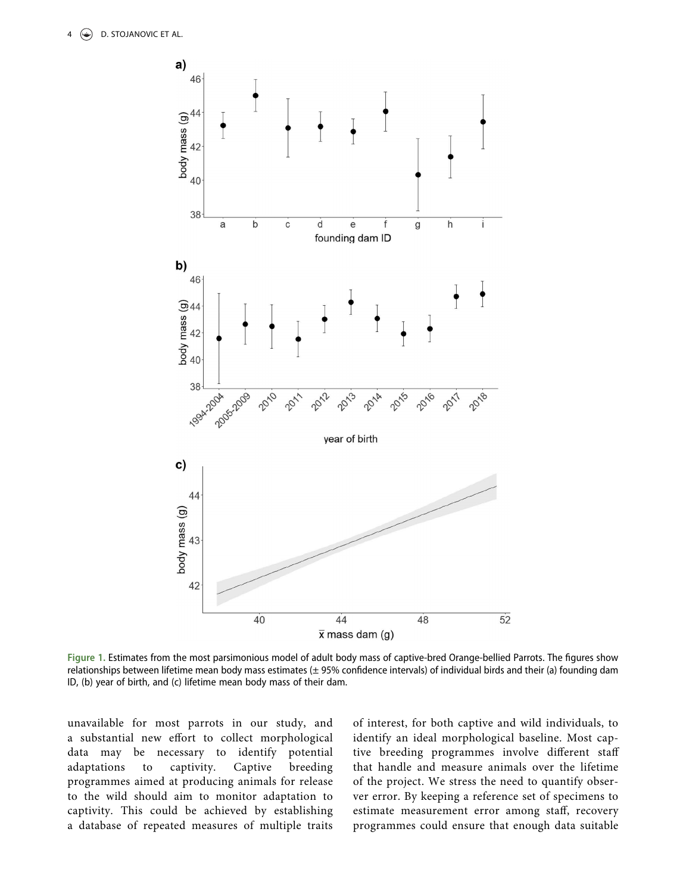Figure 1. Estimates from the most parsimonious model of adult body mass of captive-bred Orange-bellied Parrots. The figures show relationships between lifetime mean body mass estimates (± 95% confidence intervals) of individual birds and their (a) founding dam ID, (b) year of birth, and (c) lifetime mean body mass of their dam.

unavailable for most parrots in our study, and a substantial new effort to collect morphological data may be necessary to identify potential adaptations to captivity. Captive breeding programmes aimed at producing animals for release to the wild should aim to monitor adaptation to captivity. This could be achieved by establishing a database of repeated measures of multiple traits of interest, for both captive and wild individuals, to identify an ideal morphological baseline. Most captive breeding programmes involve different staff that handle and measure animals over the lifetime of the project. We stress the need to quantify observer error. By keeping a reference set of specimens to estimate measurement error among staff, recovery programmes could ensure that enough data suitable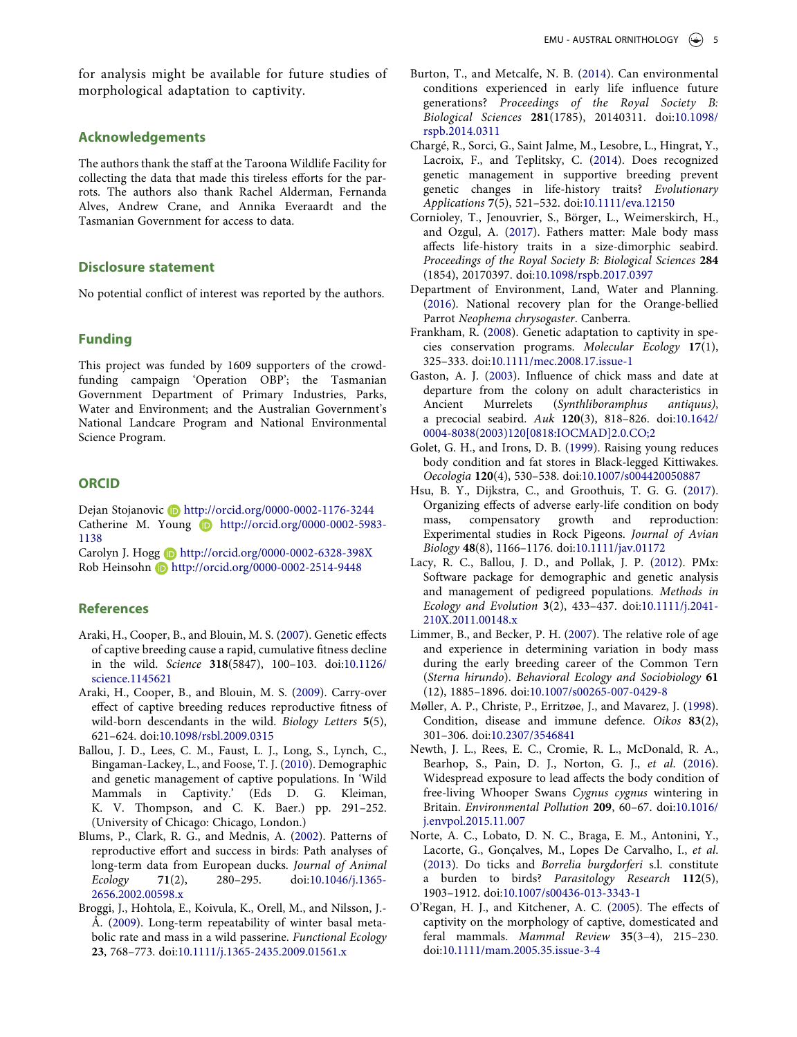for analysis might be available for future studies of morphological adaptation to captivity.

## Acknowledgements

The authors thank the staff at the Taroona Wildlife Facility for collecting the data that made this tireless efforts for the parrots. The authors also thank Rachel Alderman, Fernanda Alves, Andrew Crane, and Annika Everaardt and the Tasmanian Government for access to data.

## Disclosure statement

No potential conflict of interest was reported by the authors.

## Funding

This project was funded by 1609 supporters of the crowdfunding campaign 'Operation OBP'; the Tasmanian Government Department of Primary Industries, Parks, Water and Environment; and the Australian Government's National Landcare Program and National Environmental Science Program.

## ORCID

Dejan Stojanovic http://orcid.org/0000-0002-1176-3244
Catherine M. Young http://orcid.org/0000-0002-5983-1138
Carolyn J. Hogg http://orcid.org/0000-0002-6328-398X
Rob Heinsohn http://orcid.org/0000-0002-2514-9448

## References

Araki, H., Cooper, B., and Blouin, M. S. (2007). Genetic effects of captive breeding cause a rapid, cumulative fitness decline in the wild. *Science* **318**(5847), 100–103. doi:10.1126/science.1145621

Araki, H., Cooper, B., and Blouin, M. S. (2009). Carry-over effect of captive breeding reduces reproductive fitness of wild-born descendants in the wild. *Biology Letters* **5**(5), 621–624. doi:10.1098/rsbl.2009.0315

Ballou, J. D., Lees, C. M., Faust, L. J., Long, S., Lynch, C., Bingaman-Lackey, L., and Foose, T. J. (2010). Demographic and genetic management of captive populations. In 'Wild Mammals in Captivity.' (Eds D. G. Kleiman, K. V. Thompson, and C. K. Baer.) pp. 291–252. (University of Chicago: Chicago, London.)

Blums, P., Clark, R. G., and Mednis, A. (2002). Patterns of reproductive effort and success in birds: Path analyses of long-term data from European ducks. *Journal of Animal Ecology* **71**(2), 280–295. doi:10.1046/j.1365-2656.2002.00598.x

Broggi, J., Hohtola, E., Koivula, K., Orell, M., and Nilsson, J.-Å. (2009). Long-term repeatability of winter basal metabolic rate and mass in a wild passerine. *Functional Ecology* **23**, 768–773. doi:10.1111/j.1365-2435.2009.01561.x

Burton, T., and Metcalfe, N. B. (2014). Can environmental conditions experienced in early life influence future generations? *Proceedings of the Royal Society B: Biological Sciences* **281**(1785), 20140311. doi:10.1098/rspb.2014.0311

Chargé, R., Sorci, G., Saint Jalme, M., Lesobre, L., Hingrat, Y., Lacroix, F., and Teplitsky, C. (2014). Does recognized genetic management in supportive breeding prevent genetic changes in life-history traits? *Evolutionary Applications* **7**(5), 521–532. doi:10.1111/eva.12150

Cornioley, T., Jenouvrier, S., Börger, L., Weimerskirch, H., and Ozgul, A. (2017). Fathers matter: Male body mass affects life-history traits in a size-dimorphic seabird. *Proceedings of the Royal Society B: Biological Sciences* **284** (1854), 20170397. doi:10.1098/rspb.2017.0397

Department of Environment, Land, Water and Planning. (2016). National recovery plan for the Orange-bellied Parrot *Neophema chrysogaster*. Canberra.

Frankham, R. (2008). Genetic adaptation to captivity in species conservation programs. *Molecular Ecology* **17**(1), 325–333. doi:10.1111/mec.2008.17.issue-1

Gaston, A. J. (2003). Influence of chick mass and date at departure from the colony on adult characteristics in Ancient Murrelets (*Synthliboramphus antiquus*), a precocial seabird. *Auk* **120**(3), 818–826. doi:10.1642/0004-8038(2003)120[0818:IOCMAD]2.0.CO;2

Golet, G. H., and Irons, D. B. (1999). Raising young reduces body condition and fat stores in Black-legged Kittiwakes. *Oecologia* **120**(4), 530–538. doi:10.1007/s004420050887

Hsu, B. Y., Dijkstra, C., and Groothuis, T. G. G. (2017). Organizing effects of adverse early-life condition on body mass, compensatory growth and reproduction: Experimental studies in Rock Pigeons. *Journal of Avian Biology* **48**(8), 1166–1176. doi:10.1111/jav.01172

Lacy, R. C., Ballou, J. D., and Pollak, J. P. (2012). PMx: Software package for demographic and genetic analysis and management of pedigreed populations. *Methods in Ecology and Evolution* **3**(2), 433–437. doi:10.1111/j.2041-210X.2011.00148.x

Limmer, B., and Becker, P. H. (2007). The relative role of age and experience in determining variation in body mass during the early breeding career of the Common Tern (*Sterna hirundo*). *Behavioral Ecology and Sociobiology* **61** (12), 1885–1896. doi:10.1007/s00265-007-0429-8

Møller, A. P., Christe, P., Erritzøe, J., and Mavarez, J. (1998). Condition, disease and immune defence. *Oikos* **83**(2), 301–306. doi:10.2307/3546841

Newth, J. L., Rees, E. C., Cromie, R. L., McDonald, R. A., Bearhop, S., Pain, D. J., Norton, G. J., *et al.* (2016). Widespread exposure to lead affects the body condition of free-living Whooper Swans *Cygnus cygnus* wintering in Britain. *Environmental Pollution* **209**, 60–67. doi:10.1016/j.envpol.2015.11.007

Norte, A. C., Lobato, D. N. C., Braga, E. M., Antonini, Y., Lacorte, G., Gonçalves, M., Lopes De Carvalho, I., *et al.* (2013). Do ticks and *Borrelia burgdorferi* s.l. constitute a burden to birds? *Parasitology Research* **112**(5), 1903–1912. doi:10.1007/s00436-013-3343-1

O'Regan, H. J., and Kitchener, A. C. (2005). The effects of captivity on the morphology of captive, domesticated and feral mammals. *Mammal Review* **35**(3–4), 215–230. doi:10.1111/mam.2005.35.issue-3-4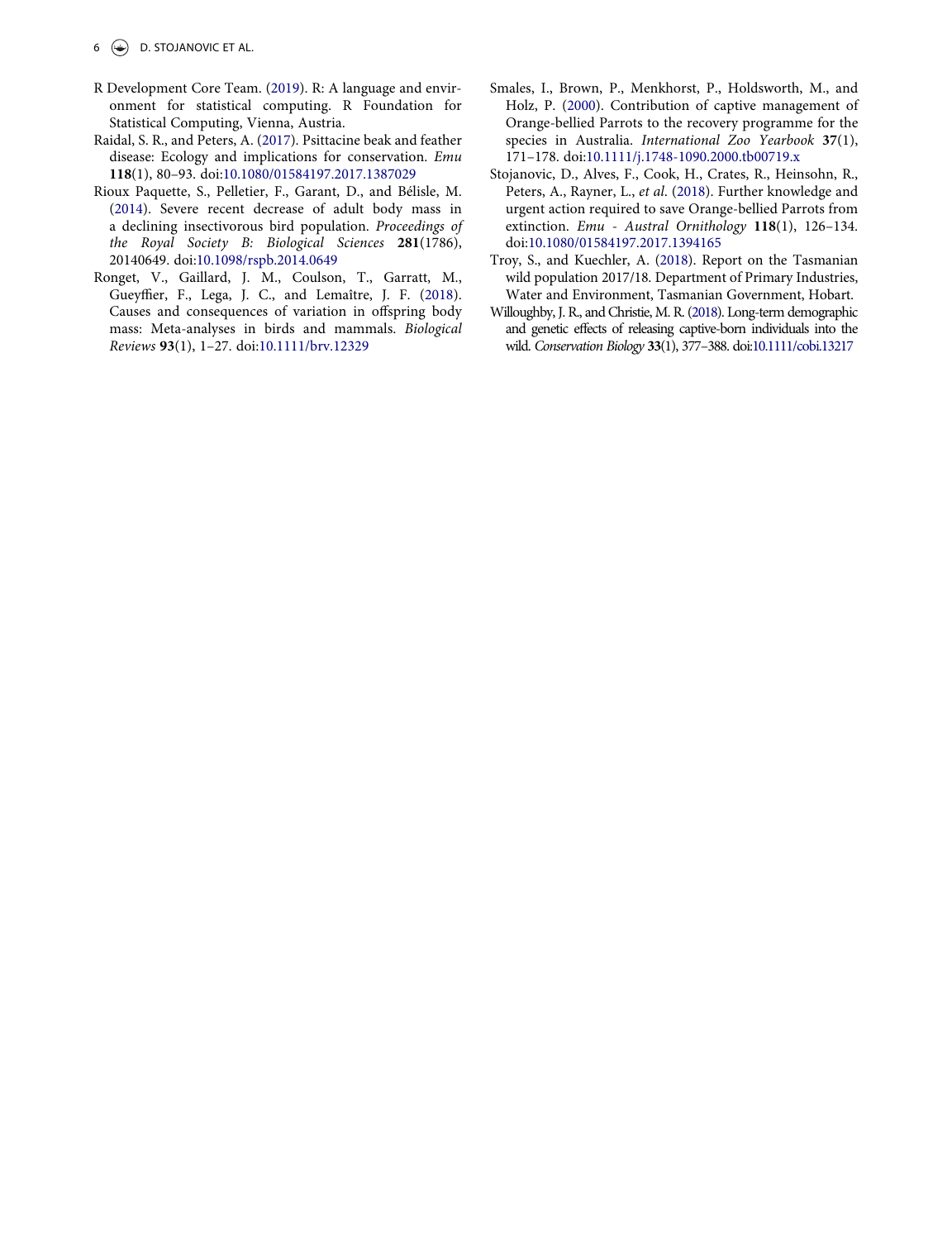R Development Core Team. (2019). R: A language and environment for statistical computing. R Foundation for Statistical Computing, Vienna, Austria.

Raidal, S. R., and Peters, A. (2017). Psittacine beak and feather disease: Ecology and implications for conservation. *Emu* **118**(1), 80–93. doi:10.1080/01584197.2017.1387029

Rioux Paquette, S., Pelletier, F., Garant, D., and Bélisle, M. (2014). Severe recent decrease of adult body mass in a declining insectivorous bird population. *Proceedings of the Royal Society B: Biological Sciences* **281**(1786), 20140649. doi:10.1098/rspb.2014.0649

Ronget, V., Gaillard, J. M., Coulson, T., Garratt, M., Gueyffier, F., Lega, J. C., and Lemaître, J. F. (2018). Causes and consequences of variation in offspring body mass: Meta-analyses in birds and mammals. *Biological Reviews* **93**(1), 1–27. doi:10.1111/brv.12329

Smales, I., Brown, P., Menkhorst, P., Holdsworth, M., and Holz, P. (2000). Contribution of captive management of Orange-bellied Parrots to the recovery programme for the species in Australia. *International Zoo Yearbook* **37**(1), 171–178. doi:10.1111/j.1748-1090.2000.tb00719.x

Stojanovic, D., Alves, F., Cook, H., Crates, R., Heinsohn, R., Peters, A., Rayner, L., *et al*. (2018). Further knowledge and urgent action required to save Orange-bellied Parrots from extinction. *Emu - Austral Ornithology* **118**(1), 126–134. doi:10.1080/01584197.2017.1394165

Troy, S., and Kuechler, A. (2018). Report on the Tasmanian wild population 2017/18. Department of Primary Industries, Water and Environment, Tasmanian Government, Hobart.

Willoughby, J. R., and Christie, M. R. (2018). Long-term demographic and genetic effects of releasing captive-born individuals into the wild. *Conservation Biology* **33**(1), 377–388. doi:10.1111/cobi.13217